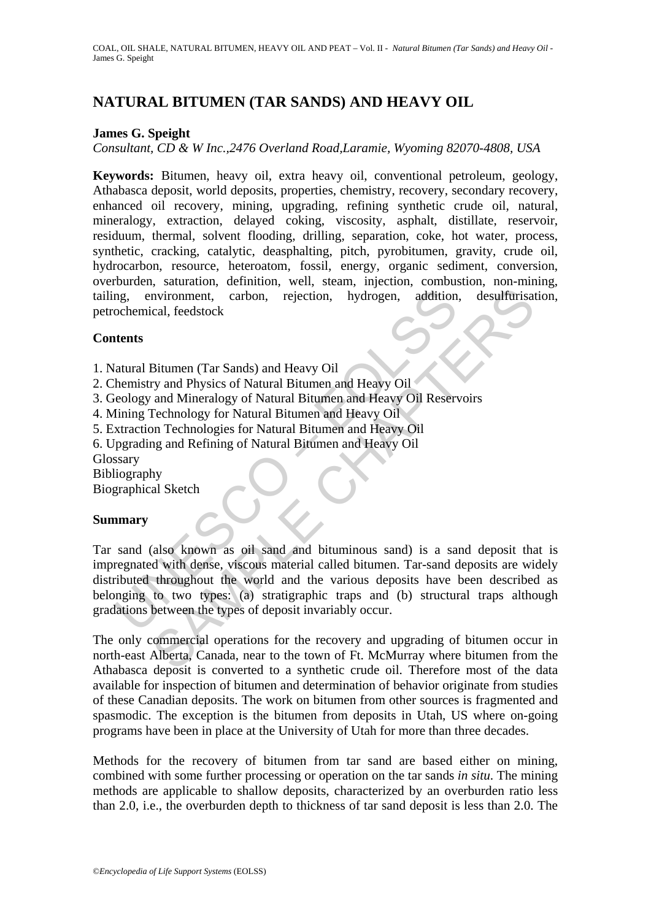# NATURAL BITUMEN (TAR SANDS) AND HEAVY OIL

**James G. Speight**

*Consultant, CD & W Inc.,2476 Overland Road,Laramie, Wyoming 82070-4808, USA*

**Keywords:** Bitumen, heavy oil, extra heavy oil, conventional petroleum, geology, Athabasca deposit, world deposits, properties, chemistry, recovery, secondary recovery, enhanced oil recovery, mining, upgrading, refining synthetic crude oil, natural, mineralogy, extraction, delayed coking, viscosity, asphalt, distillate, reservoir, residuum, thermal, solvent flooding, drilling, separation, coke, hot water, process, synthetic, cracking, catalytic, deasphalting, pitch, pyrobitumen, gravity, crude oil, hydrocarbon, resource, heteroatom, fossil, energy, organic sediment, conversion, overburden, saturation, definition, well, steam, injection, combustion, non-mining, tailing, environment, carbon, rejection, hydrogen, addition, desulfurisation, petrochemical, feedstock

## Contents

1. Natural Bitumen (Tar Sands) and Heavy Oil
2. Chemistry and Physics of Natural Bitumen and Heavy Oil
3. Geology and Mineralogy of Natural Bitumen and Heavy Oil Reservoirs
4. Mining Technology for Natural Bitumen and Heavy Oil
5. Extraction Technologies for Natural Bitumen and Heavy Oil
6. Upgrading and Refining of Natural Bitumen and Heavy Oil

Glossary
Bibliography
Biographical Sketch

## Summary

Tar sand (also known as oil sand and bituminous sand) is a sand deposit that is impregnated with dense, viscous material called bitumen. Tar-sand deposits are widely distributed throughout the world and the various deposits have been described as belonging to two types: (a) stratigraphic traps and (b) structural traps although gradations between the types of deposit invariably occur.

The only commercial operations for the recovery and upgrading of bitumen occur in north-east Alberta, Canada, near to the town of Ft. McMurray where bitumen from the Athabasca deposit is converted to a synthetic crude oil. Therefore most of the data available for inspection of bitumen and determination of behavior originate from studies of these Canadian deposits. The work on bitumen from other sources is fragmented and spasmodic. The exception is the bitumen from deposits in Utah, US where on-going programs have been in place at the University of Utah for more than three decades.

Methods for the recovery of bitumen from tar sand are based either on mining, combined with some further processing or operation on the tar sands *in situ*. The mining methods are applicable to shallow deposits, characterized by an overburden ratio less than 2.0, i.e., the overburden depth to thickness of tar sand deposit is less than 2.0. The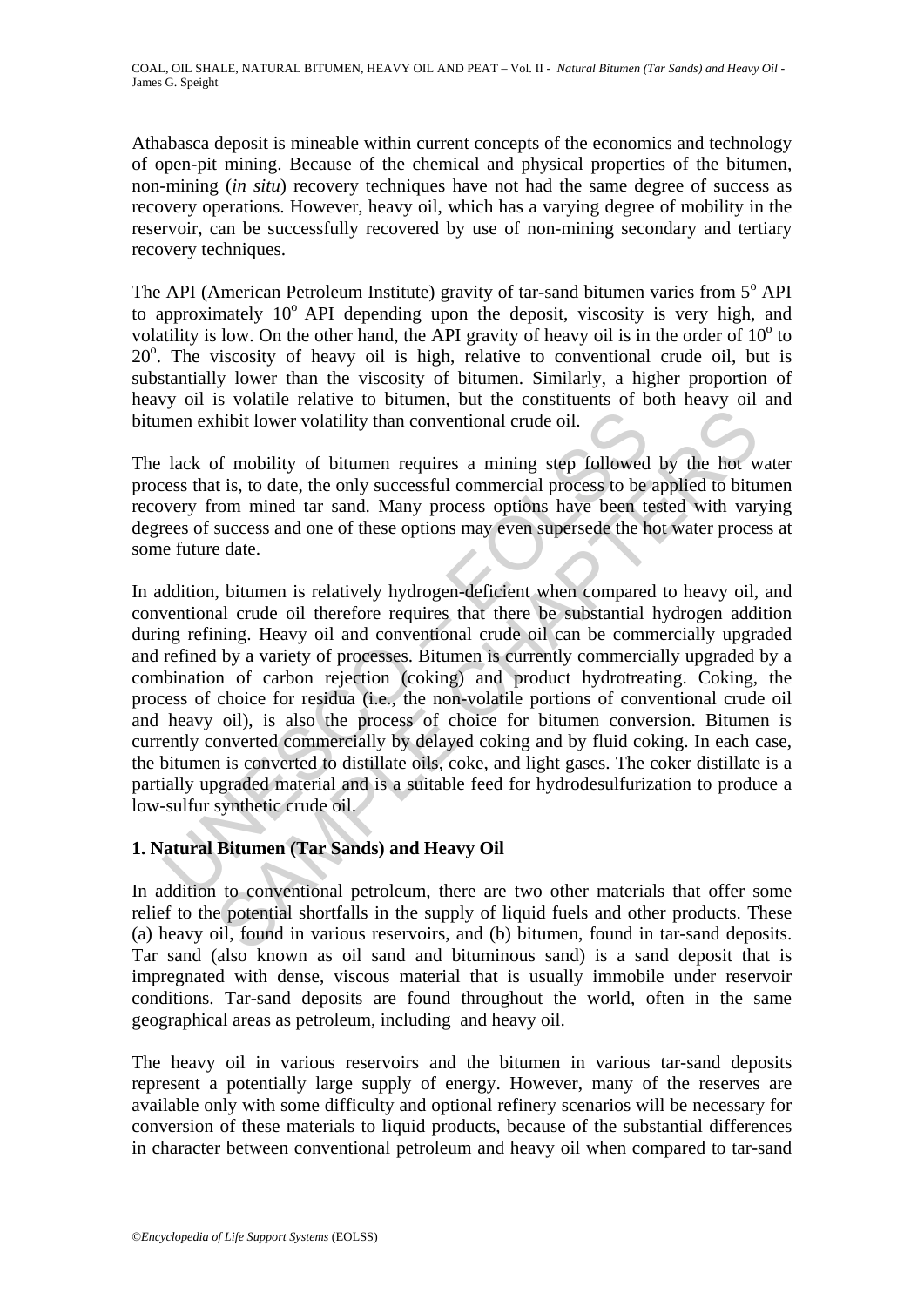Athabasca deposit is mineable within current concepts of the economics and technology of open-pit mining. Because of the chemical and physical properties of the bitumen, non-mining (*in situ*) recovery techniques have not had the same degree of success as recovery operations. However, heavy oil, which has a varying degree of mobility in the reservoir, can be successfully recovered by use of non-mining secondary and tertiary recovery techniques.

The API (American Petroleum Institute) gravity of tar-sand bitumen varies from $5^o$ API to approximately $10^o$ API depending upon the deposit, viscosity is very high, and volatility is low. On the other hand, the API gravity of heavy oil is in the order of $10^o$ to $20^o$. The viscosity of heavy oil is high, relative to conventional crude oil, but is substantially lower than the viscosity of bitumen. Similarly, a higher proportion of heavy oil is volatile relative to bitumen, but the constituents of both heavy oil and bitumen exhibit lower volatility than conventional crude oil.

The lack of mobility of bitumen requires a mining step followed by the hot water process that is, to date, the only successful commercial process to be applied to bitumen recovery from mined tar sand. Many process options have been tested with varying degrees of success and one of these options may even supersede the hot water process at some future date.

In addition, bitumen is relatively hydrogen-deficient when compared to heavy oil, and conventional crude oil therefore requires that there be substantial hydrogen addition during refining. Heavy oil and conventional crude oil can be commercially upgraded and refined by a variety of processes. Bitumen is currently commercially upgraded by a combination of carbon rejection (coking) and product hydrotreating. Coking, the process of choice for residua (i.e., the non-volatile portions of conventional crude oil and heavy oil), is also the process of choice for bitumen conversion. Bitumen is currently converted commercially by delayed coking and by fluid coking. In each case, the bitumen is converted to distillate oils, coke, and light gases. The coker distillate is a partially upgraded material and is a suitable feed for hydrodesulfurization to produce a low-sulfur synthetic crude oil.

## 1. Natural Bitumen (Tar Sands) and Heavy Oil

In addition to conventional petroleum, there are two other materials that offer some relief to the potential shortfalls in the supply of liquid fuels and other products. These (a) heavy oil, found in various reservoirs, and (b) bitumen, found in tar-sand deposits. Tar sand (also known as oil sand and bituminous sand) is a sand deposit that is impregnated with dense, viscous material that is usually immobile under reservoir conditions. Tar-sand deposits are found throughout the world, often in the same geographical areas as petroleum, including and heavy oil.

The heavy oil in various reservoirs and the bitumen in various tar-sand deposits represent a potentially large supply of energy. However, many of the reserves are available only with some difficulty and optional refinery scenarios will be necessary for conversion of these materials to liquid products, because of the substantial differences in character between conventional petroleum and heavy oil when compared to tar-sand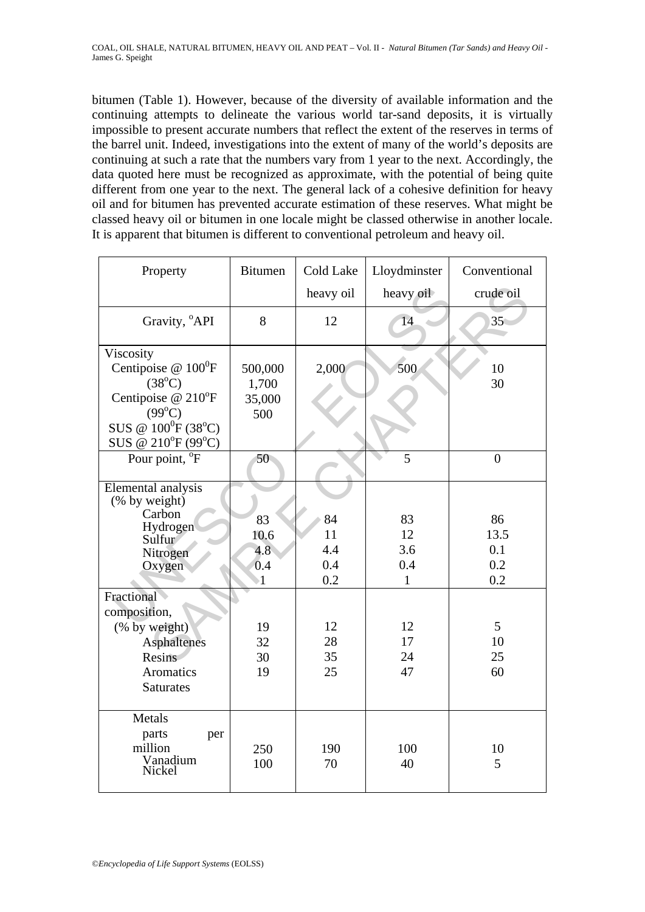bitumen (Table 1). However, because of the diversity of available information and the continuing attempts to delineate the various world tar-sand deposits, it is virtually impossible to present accurate numbers that reflect the extent of the reserves in terms of the barrel unit. Indeed, investigations into the extent of many of the world's deposits are continuing at such a rate that the numbers vary from 1 year to the next. Accordingly, the data quoted here must be recognized as approximate, with the potential of being quite different from one year to the next. The general lack of a cohesive definition for heavy oil and for bitumen has prevented accurate estimation of these reserves. What might be classed heavy oil or bitumen in one locale might be classed otherwise in another locale. It is apparent that bitumen is different to conventional petroleum and heavy oil.

| Property | Bitumen | Cold Lake heavy oil | Lloydminster heavy oil | Conventional crude oil |
|---|---|---|---|---|
| Gravity, °API | 8 | 12 | 14 | 35 |
| Viscosity | | | | |
| Centipoise @ 100°F (38°C) | 500,000 | 2,000 | 500 | 10 |
| Centipoise @ 210°F (99°C) | 1,700 | | | 30 |
| SUS @ 100°F (38°C) | 35,000 | | | |
| SUS @ 210°F (99°C) | 500 | | | |
| Pour point, °F | 50 | | 5 | 0 |
| Elemental analysis (% by weight) | | | | |
| Carbon | 83 | 84 | 83 | 86 |
| Hydrogen | 10.6 | 11 | 12 | 13.5 |
| Sulfur | 4.8 | 4.4 | 3.6 | 0.1 |
| Nitrogen | 0.4 | 0.4 | 0.4 | 0.2 |
| Oxygen | 1 | 0.2 | 1 | 0.2 |
| Fractional composition, (% by weight) | | | | |
| Asphaltenes | 19 | 12 | 12 | 5 |
| Resins | 32 | 28 | 17 | 10 |
| Aromatics | 30 | 35 | 24 | 25 |
| Saturates | 19 | 25 | 47 | 60 |
| Metals parts per million | | | | |
| Vanadium | 250 | 190 | 100 | 10 |
| Nickel | 100 | 70 | 40 | 5 |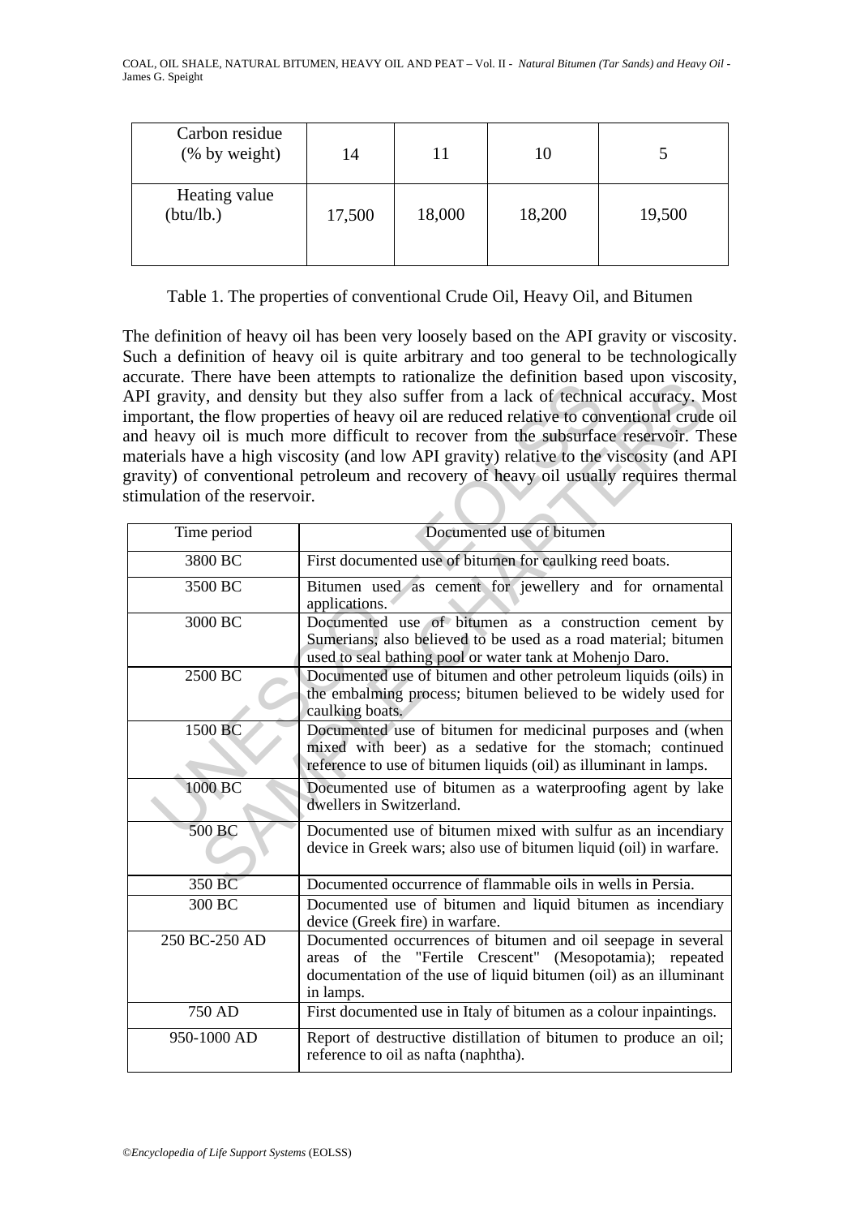| Carbon residue (% by weight) | 14 | 11 | 10 | 5 |
|---|---|---|---|---|
| Heating value (btu/lb.) | 17,500 | 18,000 | 18,200 | 19,500 |

Table 1. The properties of conventional Crude Oil, Heavy Oil, and Bitumen

The definition of heavy oil has been very loosely based on the API gravity or viscosity. Such a definition of heavy oil is quite arbitrary and too general to be technologically accurate. There have been attempts to rationalize the definition based upon viscosity, API gravity, and density but they also suffer from a lack of technical accuracy. Most important, the flow properties of heavy oil are reduced relative to conventional crude oil and heavy oil is much more difficult to recover from the subsurface reservoir. These materials have a high viscosity (and low API gravity) relative to the viscosity (and API gravity) of conventional petroleum and recovery of heavy oil usually requires thermal stimulation of the reservoir.

| Time period | Documented use of bitumen |
|---|---|
| 3800 BC | First documented use of bitumen for caulking reed boats. |
| 3500 BC | Bitumen used as cement for jewellery and for ornamental applications. |
| 3000 BC | Documented use of bitumen as a construction cement by Sumerians; also believed to be used as a road material; bitumen used to seal bathing pool or water tank at Mohenjo Daro. |
| 2500 BC | Documented use of bitumen and other petroleum liquids (oils) in the embalming process; bitumen believed to be widely used for caulking boats. |
| 1500 BC | Documented use of bitumen for medicinal purposes and (when mixed with beer) as a sedative for the stomach; continued reference to use of bitumen liquids (oil) as illuminant in lamps. |
| 1000 BC | Documented use of bitumen as a waterproofing agent by lake dwellers in Switzerland. |
| 500 BC | Documented use of bitumen mixed with sulfur as an incendiary device in Greek wars; also use of bitumen liquid (oil) in warfare. |
| 350 BC | Documented occurrence of flammable oils in wells in Persia. |
| 300 BC | Documented use of bitumen and liquid bitumen as incendiary device (Greek fire) in warfare. |
| 250 BC-250 AD | Documented occurrences of bitumen and oil seepage in several areas of the "Fertile Crescent" (Mesopotamia); repeated documentation of the use of liquid bitumen (oil) as an illuminant in lamps. |
| 750 AD | First documented use in Italy of bitumen as a colour inpaintings. |
| 950-1000 AD | Report of destructive distillation of bitumen to produce an oil; reference to oil as nafta (naphtha). |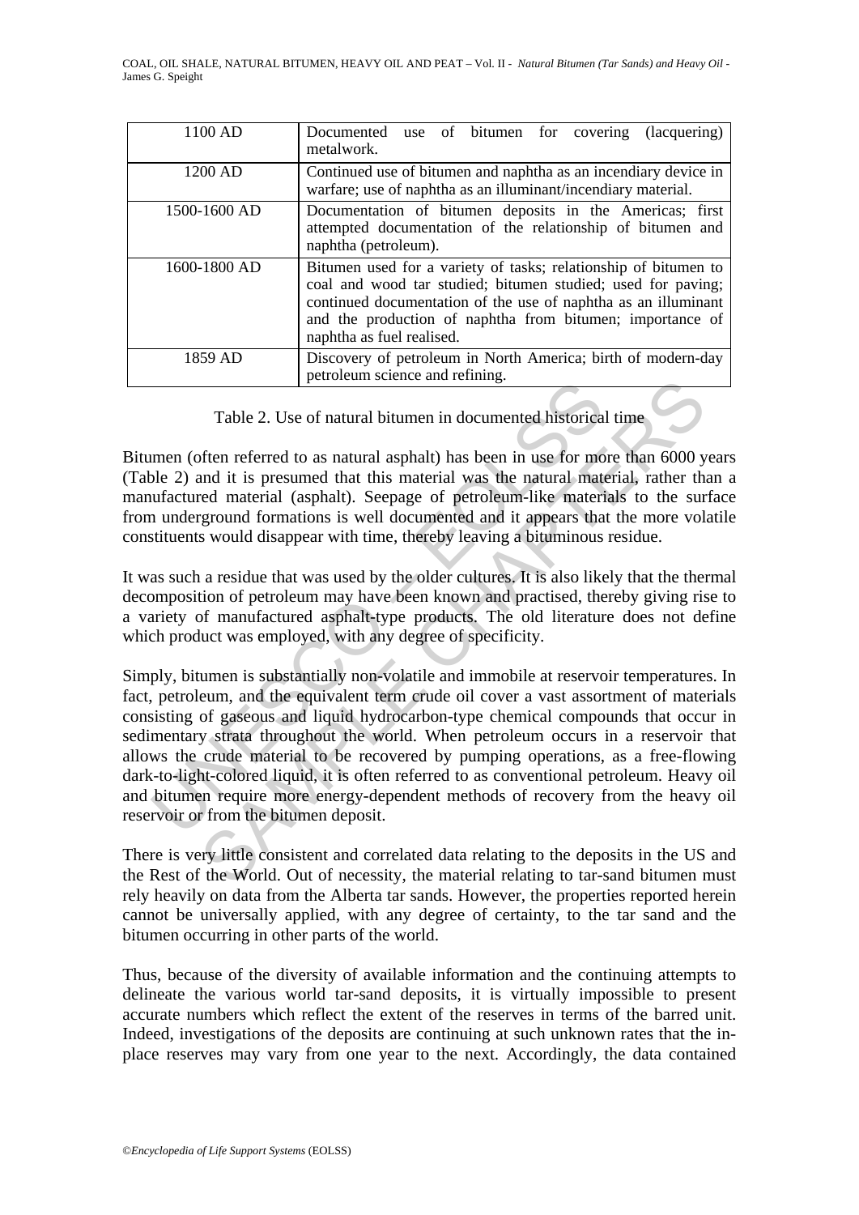| | |
|---|---|
| 1100 AD | Documented use of bitumen for covering (lacquering) metalwork. |
| 1200 AD | Continued use of bitumen and naphtha as an incendiary device in warfare; use of naphtha as an illuminant/incendiary material. |
| 1500-1600 AD | Documentation of bitumen deposits in the Americas; first attempted documentation of the relationship of bitumen and naphtha (petroleum). |
| 1600-1800 AD | Bitumen used for a variety of tasks; relationship of bitumen to coal and wood tar studied; bitumen studied; used for paving; continued documentation of the use of naphtha as an illuminant and the production of naphtha from bitumen; importance of naphtha as fuel realised. |
| 1859 AD | Discovery of petroleum in North America; birth of modern-day petroleum science and refining. |

Table 2. Use of natural bitumen in documented historical time

Bitumen (often referred to as natural asphalt) has been in use for more than 6000 years (Table 2) and it is presumed that this material was the natural material, rather than a manufactured material (asphalt). Seepage of petroleum-like materials to the surface from underground formations is well documented and it appears that the more volatile constituents would disappear with time, thereby leaving a bituminous residue.

It was such a residue that was used by the older cultures. It is also likely that the thermal decomposition of petroleum may have been known and practised, thereby giving rise to a variety of manufactured asphalt-type products. The old literature does not define which product was employed, with any degree of specificity.

Simply, bitumen is substantially non-volatile and immobile at reservoir temperatures. In fact, petroleum, and the equivalent term crude oil cover a vast assortment of materials consisting of gaseous and liquid hydrocarbon-type chemical compounds that occur in sedimentary strata throughout the world. When petroleum occurs in a reservoir that allows the crude material to be recovered by pumping operations, as a free-flowing dark-to-light-colored liquid, it is often referred to as conventional petroleum. Heavy oil and bitumen require more energy-dependent methods of recovery from the heavy oil reservoir or from the bitumen deposit.

There is very little consistent and correlated data relating to the deposits in the US and the Rest of the World. Out of necessity, the material relating to tar-sand bitumen must rely heavily on data from the Alberta tar sands. However, the properties reported herein cannot be universally applied, with any degree of certainty, to the tar sand and the bitumen occurring in other parts of the world.

Thus, because of the diversity of available information and the continuing attempts to delineate the various world tar-sand deposits, it is virtually impossible to present accurate numbers which reflect the extent of the reserves in terms of the barred unit. Indeed, investigations of the deposits are continuing at such unknown rates that the in-place reserves may vary from one year to the next. Accordingly, the data contained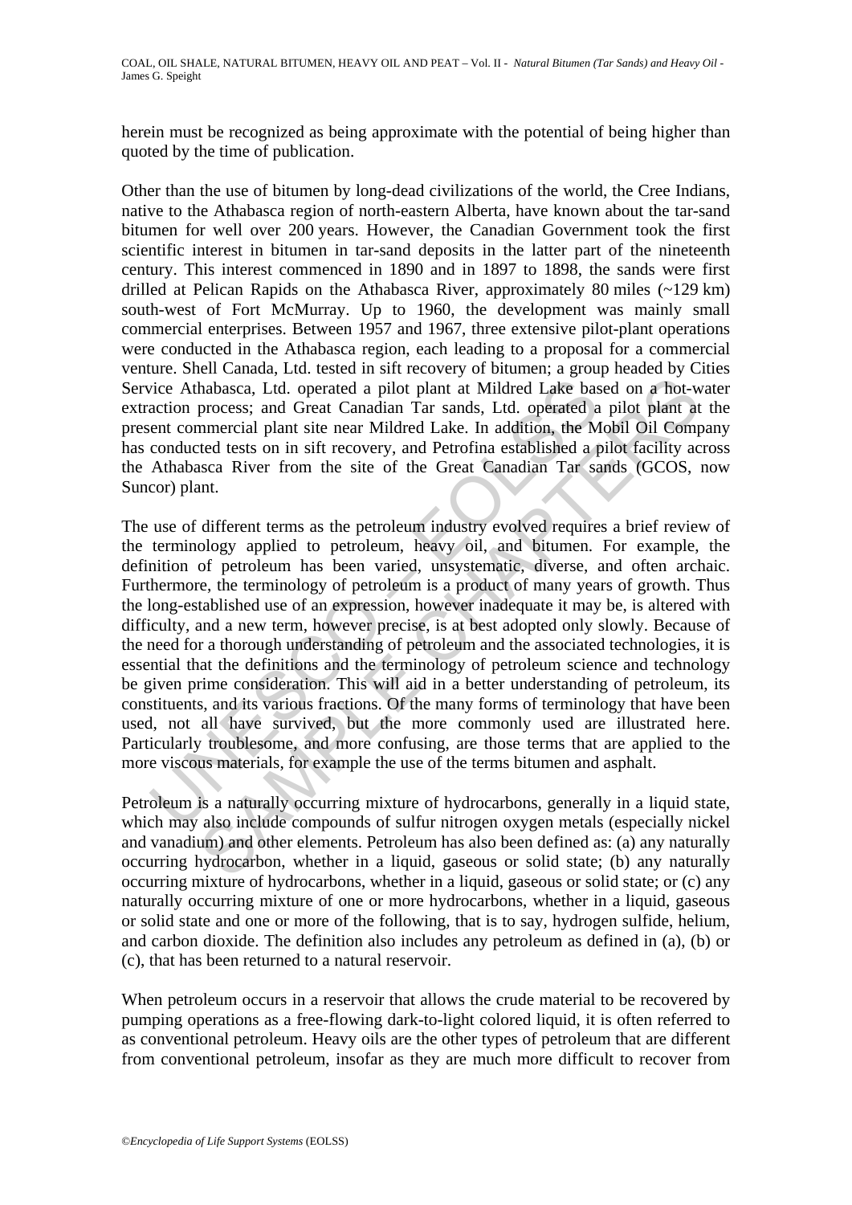herein must be recognized as being approximate with the potential of being higher than quoted by the time of publication.

Other than the use of bitumen by long-dead civilizations of the world, the Cree Indians, native to the Athabasca region of north-eastern Alberta, have known about the tar-sand bitumen for well over 200 years. However, the Canadian Government took the first scientific interest in bitumen in tar-sand deposits in the latter part of the nineteenth century. This interest commenced in 1890 and in 1897 to 1898, the sands were first drilled at Pelican Rapids on the Athabasca River, approximately 80 miles (~129 km) south-west of Fort McMurray. Up to 1960, the development was mainly small commercial enterprises. Between 1957 and 1967, three extensive pilot-plant operations were conducted in the Athabasca region, each leading to a proposal for a commercial venture. Shell Canada, Ltd. tested in sift recovery of bitumen; a group headed by Cities Service Athabasca, Ltd. operated a pilot plant at Mildred Lake based on a hot-water extraction process; and Great Canadian Tar sands, Ltd. operated a pilot plant at the present commercial plant site near Mildred Lake. In addition, the Mobil Oil Company has conducted tests on in sift recovery, and Petrofina established a pilot facility across the Athabasca River from the site of the Great Canadian Tar sands (GCOS, now Suncor) plant.

The use of different terms as the petroleum industry evolved requires a brief review of the terminology applied to petroleum, heavy oil, and bitumen. For example, the definition of petroleum has been varied, unsystematic, diverse, and often archaic. Furthermore, the terminology of petroleum is a product of many years of growth. Thus the long-established use of an expression, however inadequate it may be, is altered with difficulty, and a new term, however precise, is at best adopted only slowly. Because of the need for a thorough understanding of petroleum and the associated technologies, it is essential that the definitions and the terminology of petroleum science and technology be given prime consideration. This will aid in a better understanding of petroleum, its constituents, and its various fractions. Of the many forms of terminology that have been used, not all have survived, but the more commonly used are illustrated here. Particularly troublesome, and more confusing, are those terms that are applied to the more viscous materials, for example the use of the terms bitumen and asphalt.

Petroleum is a naturally occurring mixture of hydrocarbons, generally in a liquid state, which may also include compounds of sulfur nitrogen oxygen metals (especially nickel and vanadium) and other elements. Petroleum has also been defined as: (a) any naturally occurring hydrocarbon, whether in a liquid, gaseous or solid state; (b) any naturally occurring mixture of hydrocarbons, whether in a liquid, gaseous or solid state; or (c) any naturally occurring mixture of one or more hydrocarbons, whether in a liquid, gaseous or solid state and one or more of the following, that is to say, hydrogen sulfide, helium, and carbon dioxide. The definition also includes any petroleum as defined in (a), (b) or (c), that has been returned to a natural reservoir.

When petroleum occurs in a reservoir that allows the crude material to be recovered by pumping operations as a free-flowing dark-to-light colored liquid, it is often referred to as conventional petroleum. Heavy oils are the other types of petroleum that are different from conventional petroleum, insofar as they are much more difficult to recover from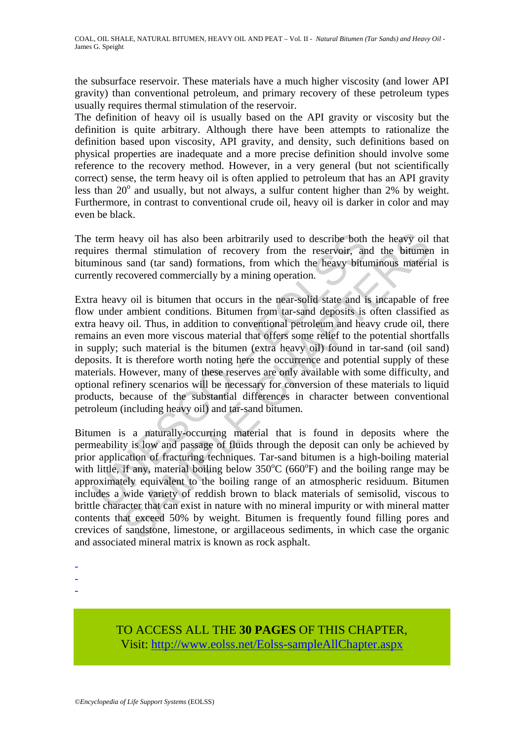the subsurface reservoir. These materials have a much higher viscosity (and lower API gravity) than conventional petroleum, and primary recovery of these petroleum types usually requires thermal stimulation of the reservoir.

The definition of heavy oil is usually based on the API gravity or viscosity but the definition is quite arbitrary. Although there have been attempts to rationalize the definition based upon viscosity, API gravity, and density, such definitions based on physical properties are inadequate and a more precise definition should involve some reference to the recovery method. However, in a very general (but not scientifically correct) sense, the term heavy oil is often applied to petroleum that has an API gravity less than 20$^o$ and usually, but not always, a sulfur content higher than 2% by weight. Furthermore, in contrast to conventional crude oil, heavy oil is darker in color and may even be black.

The term heavy oil has also been arbitrarily used to describe both the heavy oil that requires thermal stimulation of recovery from the reservoir, and the bitumen in bituminous sand (tar sand) formations, from which the heavy bituminous material is currently recovered commercially by a mining operation.

Extra heavy oil is bitumen that occurs in the near-solid state and is incapable of free flow under ambient conditions. Bitumen from tar-sand deposits is often classified as extra heavy oil. Thus, in addition to conventional petroleum and heavy crude oil, there remains an even more viscous material that offers some relief to the potential shortfalls in supply; such material is the bitumen (extra heavy oil) found in tar-sand (oil sand) deposits. It is therefore worth noting here the occurrence and potential supply of these materials. However, many of these reserves are only available with some difficulty, and optional refinery scenarios will be necessary for conversion of these materials to liquid products, because of the substantial differences in character between conventional petroleum (including heavy oil) and tar-sand bitumen.

Bitumen is a naturally-occurring material that is found in deposits where the permeability is low and passage of fluids through the deposit can only be achieved by prior application of fracturing techniques. Tar-sand bitumen is a high-boiling material with little, if any, material boiling below 350$^o$C (660$^o$F) and the boiling range may be approximately equivalent to the boiling range of an atmospheric residuum. Bitumen includes a wide variety of reddish brown to black materials of semisolid, viscous to brittle character that can exist in nature with no mineral impurity or with mineral matter contents that exceed 50% by weight. Bitumen is frequently found filling pores and crevices of sandstone, limestone, or argillaceous sediments, in which case the organic and associated mineral matrix is known as rock asphalt.

-
-
-

TO ACCESS ALL THE **30 PAGES** OF THIS CHAPTER,
Visit: http://www.eolss.net/Eolss-sampleAllChapter.aspx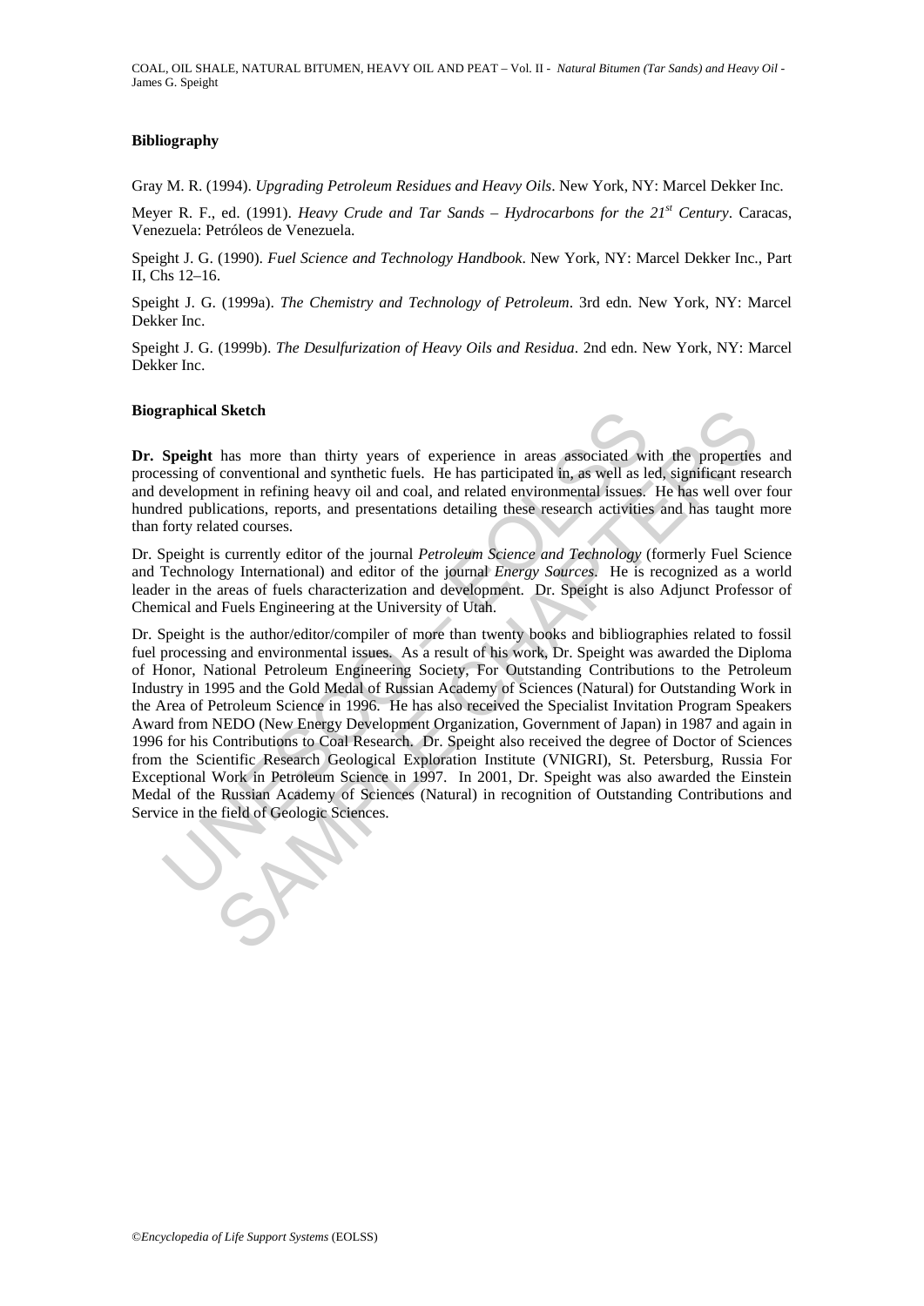### Bibliography

Gray M. R. (1994). *Upgrading Petroleum Residues and Heavy Oils*. New York, NY: Marcel Dekker Inc.

Meyer R. F., ed. (1991). *Heavy Crude and Tar Sands – Hydrocarbons for the 21st Century*. Caracas, Venezuela: Petróleos de Venezuela.

Speight J. G. (1990). *Fuel Science and Technology Handbook*. New York, NY: Marcel Dekker Inc., Part II, Chs 12–16.

Speight J. G. (1999a). *The Chemistry and Technology of Petroleum*. 3rd edn. New York, NY: Marcel Dekker Inc.

Speight J. G. (1999b). *The Desulfurization of Heavy Oils and Residua*. 2nd edn. New York, NY: Marcel Dekker Inc.

### Biographical Sketch

**Dr. Speight** has more than thirty years of experience in areas associated with the properties and processing of conventional and synthetic fuels. He has participated in, as well as led, significant research and development in refining heavy oil and coal, and related environmental issues. He has well over four hundred publications, reports, and presentations detailing these research activities and has taught more than forty related courses.

Dr. Speight is currently editor of the journal *Petroleum Science and Technology* (formerly Fuel Science and Technology International) and editor of the journal *Energy Sources*. He is recognized as a world leader in the areas of fuels characterization and development. Dr. Speight is also Adjunct Professor of Chemical and Fuels Engineering at the University of Utah.

Dr. Speight is the author/editor/compiler of more than twenty books and bibliographies related to fossil fuel processing and environmental issues. As a result of his work, Dr. Speight was awarded the Diploma of Honor, National Petroleum Engineering Society, For Outstanding Contributions to the Petroleum Industry in 1995 and the Gold Medal of Russian Academy of Sciences (Natural) for Outstanding Work in the Area of Petroleum Science in 1996. He has also received the Specialist Invitation Program Speakers Award from NEDO (New Energy Development Organization, Government of Japan) in 1987 and again in 1996 for his Contributions to Coal Research. Dr. Speight also received the degree of Doctor of Sciences from the Scientific Research Geological Exploration Institute (VNIGRI), St. Petersburg, Russia For Exceptional Work in Petroleum Science in 1997. In 2001, Dr. Speight was also awarded the Einstein Medal of the Russian Academy of Sciences (Natural) in recognition of Outstanding Contributions and Service in the field of Geologic Sciences.